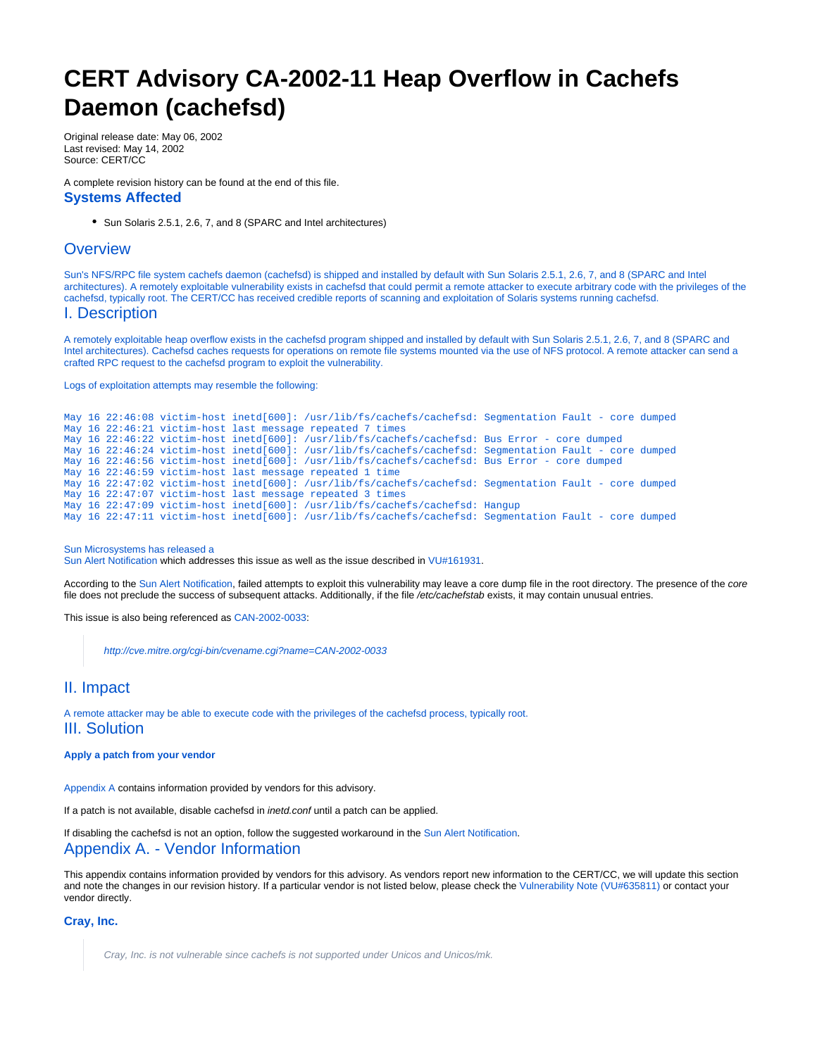# CERT Advisory CA-2002-11 Heap Overflow in Cachefs Daemon (cachefsd)

Original release date: May 06, 2002
Last revised: May 14, 2002
Source: CERT/CC

A complete revision history can be found at the end of this file.

### Systems Affected

- Sun Solaris 2.5.1, 2.6, 7, and 8 (SPARC and Intel architectures)

## Overview

Sun's NFS/RPC file system cachefs daemon (cachefsd) is shipped and installed by default with Sun Solaris 2.5.1, 2.6, 7, and 8 (SPARC and Intel architectures). A remotely exploitable vulnerability exists in cachefsd that could permit a remote attacker to execute arbitrary code with the privileges of the cachefsd, typically root. The CERT/CC has received credible reports of scanning and exploitation of Solaris systems running cachefsd.

## I. Description

A remotely exploitable heap overflow exists in the cachefsd program shipped and installed by default with Sun Solaris 2.5.1, 2.6, 7, and 8 (SPARC and Intel architectures). Cachefsd caches requests for operations on remote file systems mounted via the use of NFS protocol. A remote attacker can send a crafted RPC request to the cachefsd program to exploit the vulnerability.

Logs of exploitation attempts may resemble the following:

```
May 16 22:46:08 victim-host inetd[600]: /usr/lib/fs/cachefs/cachefsd: Segmentation Fault - core dumped
May 16 22:46:21 victim-host last message repeated 7 times
May 16 22:46:22 victim-host inetd[600]: /usr/lib/fs/cachefs/cachefsd: Bus Error - core dumped
May 16 22:46:24 victim-host inetd[600]: /usr/lib/fs/cachefs/cachefsd: Segmentation Fault - core dumped
May 16 22:46:56 victim-host inetd[600]: /usr/lib/fs/cachefs/cachefsd: Bus Error - core dumped
May 16 22:46:59 victim-host last message repeated 1 time
May 16 22:47:02 victim-host inetd[600]: /usr/lib/fs/cachefs/cachefsd: Segmentation Fault - core dumped
May 16 22:47:07 victim-host last message repeated 3 times
May 16 22:47:09 victim-host inetd[600]: /usr/lib/fs/cachefs/cachefsd: Hangup
May 16 22:47:11 victim-host inetd[600]: /usr/lib/fs/cachefs/cachefsd: Segmentation Fault - core dumped
```

Sun Microsystems has released a
Sun Alert Notification which addresses this issue as well as the issue described in VU#161931.

According to the Sun Alert Notification, failed attempts to exploit this vulnerability may leave a core dump file in the root directory. The presence of the *core* file does not preclude the success of subsequent attacks. Additionally, if the file */etc/cachefstab* exists, it may contain unusual entries.

This issue is also being referenced as CAN-2002-0033:

> *http://cve.mitre.org/cgi-bin/cvename.cgi?name=CAN-2002-0033*

## II. Impact

A remote attacker may be able to execute code with the privileges of the cachefsd process, typically root.

## III. Solution

**Apply a patch from your vendor**

Appendix A contains information provided by vendors for this advisory.

If a patch is not available, disable cachefsd in *inetd.conf* until a patch can be applied.

If disabling the cachefsd is not an option, follow the suggested workaround in the Sun Alert Notification.

## Appendix A. - Vendor Information

This appendix contains information provided by vendors for this advisory. As vendors report new information to the CERT/CC, we will update this section and note the changes in our revision history. If a particular vendor is not listed below, please check the Vulnerability Note (VU#635811) or contact your vendor directly.

### Cray, Inc.

> *Cray, Inc. is not vulnerable since cachefs is not supported under Unicos and Unicos/mk.*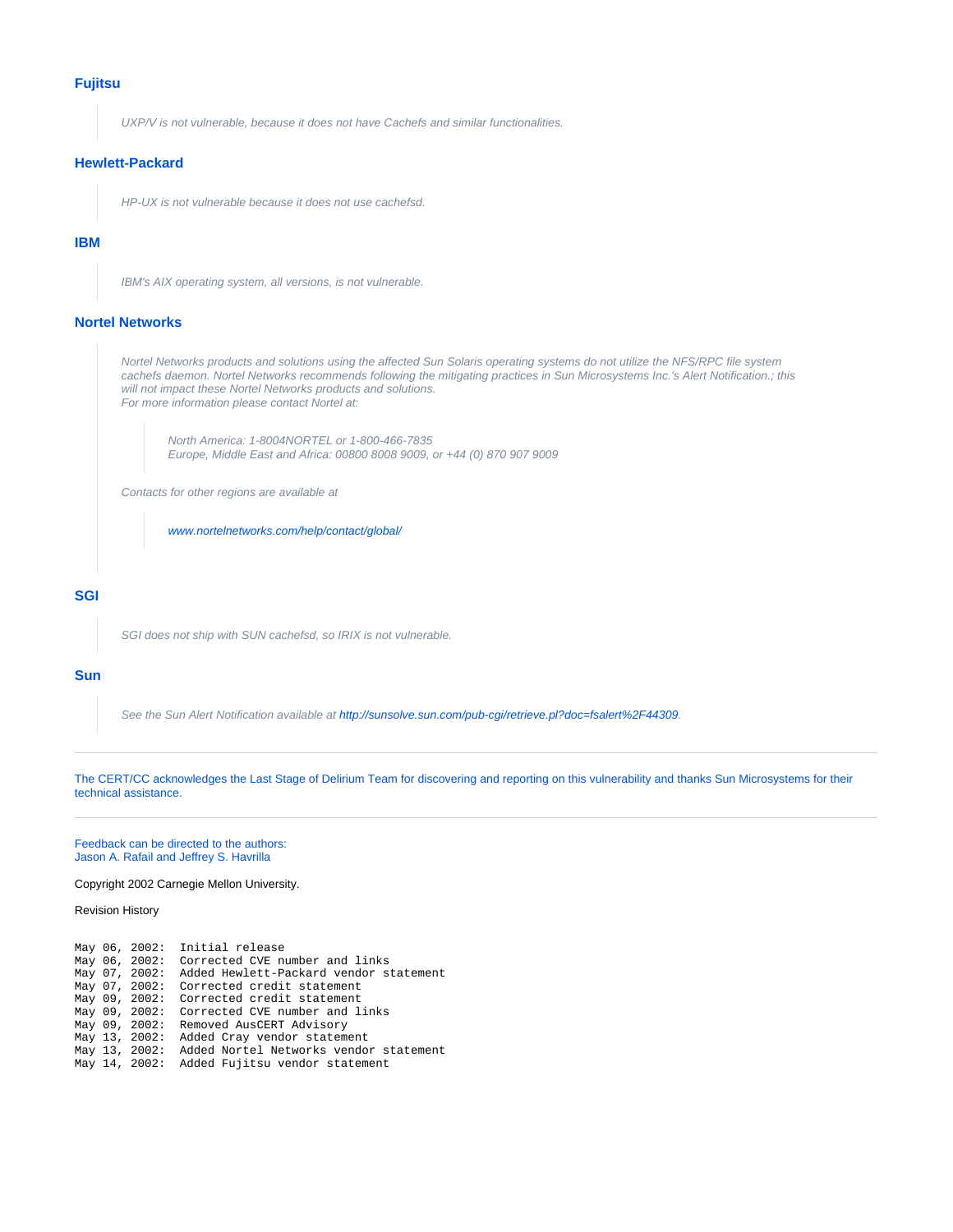### Fujitsu

> *UXP/V is not vulnerable, because it does not have Cachefs and similar functionalities.*

### Hewlett-Packard

> *HP-UX is not vulnerable because it does not use cachefsd.*

### IBM

> *IBM's AIX operating system, all versions, is not vulnerable.*

### Nortel Networks

> *Nortel Networks products and solutions using the affected Sun Solaris operating systems do not utilize the NFS/RPC file system cachefs daemon. Nortel Networks recommends following the mitigating practices in Sun Microsystems Inc.'s Alert Notification.; this will not impact these Nortel Networks products and solutions.*
> *For more information please contact Nortel at:*
>
> > *North America: 1-8004NORTEL or 1-800-466-7835*
> > *Europe, Middle East and Africa: 00800 8008 9009, or +44 (0) 870 907 9009*
>
> *Contacts for other regions are available at*
>
> > *www.nortelnetworks.com/help/contact/global/*

### SGI

> *SGI does not ship with SUN cachefsd, so IRIX is not vulnerable.*

### Sun

> *See the Sun Alert Notification available at http://sunsolve.sun.com/pub-cgi/retrieve.pl?doc=fsalert%2F44309.*

---

The CERT/CC acknowledges the Last Stage of Delirium Team for discovering and reporting on this vulnerability and thanks Sun Microsystems for their technical assistance.

---

Feedback can be directed to the authors:
Jason A. Rafail and Jeffrey S. Havrilla

Copyright 2002 Carnegie Mellon University.

Revision History

```
May 06, 2002:  Initial release
May 06, 2002:  Corrected CVE number and links
May 07, 2002:  Added Hewlett-Packard vendor statement
May 07, 2002:  Corrected credit statement
May 09, 2002:  Corrected credit statement
May 09, 2002:  Corrected CVE number and links
May 09, 2002:  Removed AusCERT Advisory
May 13, 2002:  Added Cray vendor statement
May 13, 2002:  Added Nortel Networks vendor statement
May 14, 2002:  Added Fujitsu vendor statement
```